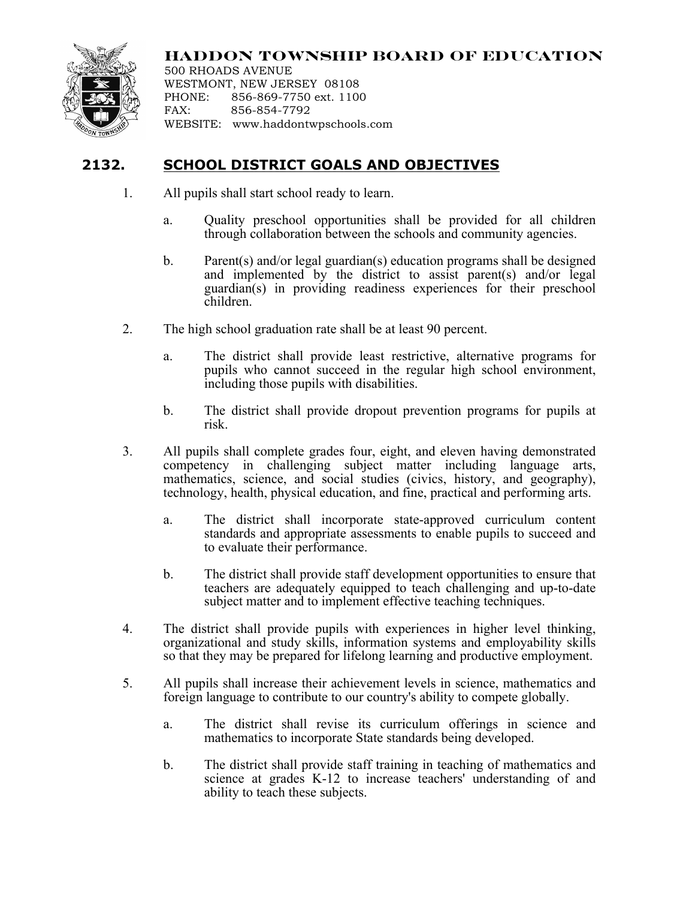# HADDON TOWNSHIP BOARD OF EDUCATION

500 RHOADS AVENUE
WESTMONT, NEW JERSEY 08108
PHONE: 856-869-7750 ext. 1100
FAX: 856-854-7792
WEBSITE: www.haddontwpschools.com

## 2132. SCHOOL DISTRICT GOALS AND OBJECTIVES

1. All pupils shall start school ready to learn.

   a. Quality preschool opportunities shall be provided for all children through collaboration between the schools and community agencies.

   b. Parent(s) and/or legal guardian(s) education programs shall be designed and implemented by the district to assist parent(s) and/or legal guardian(s) in providing readiness experiences for their preschool children.

2. The high school graduation rate shall be at least 90 percent.

   a. The district shall provide least restrictive, alternative programs for pupils who cannot succeed in the regular high school environment, including those pupils with disabilities.

   b. The district shall provide dropout prevention programs for pupils at risk.

3. All pupils shall complete grades four, eight, and eleven having demonstrated competency in challenging subject matter including language arts, mathematics, science, and social studies (civics, history, and geography), technology, health, physical education, and fine, practical and performing arts.

   a. The district shall incorporate state-approved curriculum content standards and appropriate assessments to enable pupils to succeed and to evaluate their performance.

   b. The district shall provide staff development opportunities to ensure that teachers are adequately equipped to teach challenging and up-to-date subject matter and to implement effective teaching techniques.

4. The district shall provide pupils with experiences in higher level thinking, organizational and study skills, information systems and employability skills so that they may be prepared for lifelong learning and productive employment.

5. All pupils shall increase their achievement levels in science, mathematics and foreign language to contribute to our country's ability to compete globally.

   a. The district shall revise its curriculum offerings in science and mathematics to incorporate State standards being developed.

   b. The district shall provide staff training in teaching of mathematics and science at grades K-12 to increase teachers' understanding of and ability to teach these subjects.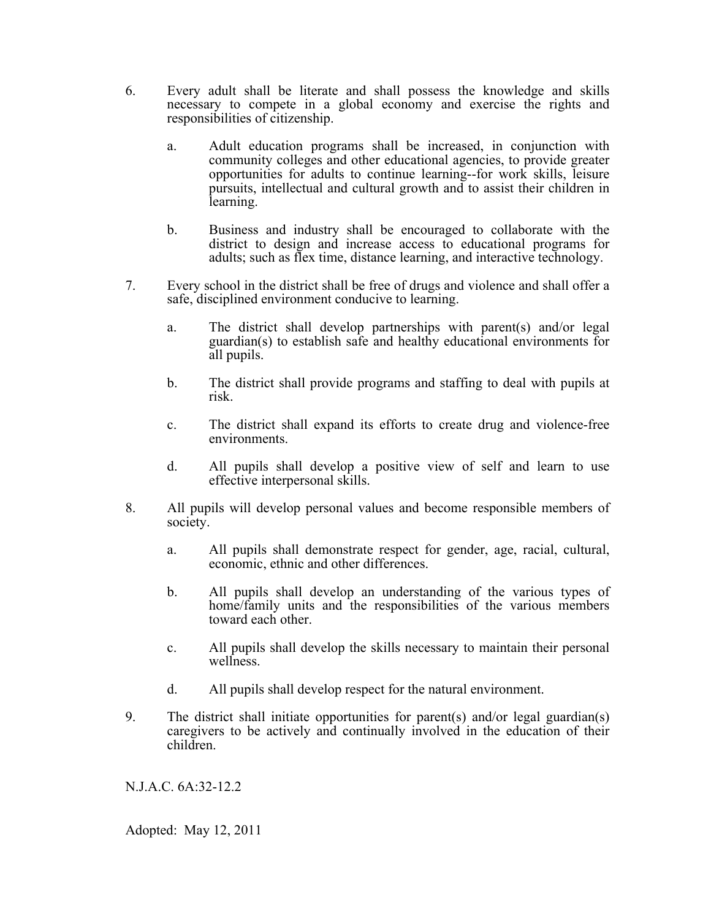6. Every adult shall be literate and shall possess the knowledge and skills necessary to compete in a global economy and exercise the rights and responsibilities of citizenship.

   a. Adult education programs shall be increased, in conjunction with community colleges and other educational agencies, to provide greater opportunities for adults to continue learning--for work skills, leisure pursuits, intellectual and cultural growth and to assist their children in learning.

   b. Business and industry shall be encouraged to collaborate with the district to design and increase access to educational programs for adults; such as flex time, distance learning, and interactive technology.

7. Every school in the district shall be free of drugs and violence and shall offer a safe, disciplined environment conducive to learning.

   a. The district shall develop partnerships with parent(s) and/or legal guardian(s) to establish safe and healthy educational environments for all pupils.

   b. The district shall provide programs and staffing to deal with pupils at risk.

   c. The district shall expand its efforts to create drug and violence-free environments.

   d. All pupils shall develop a positive view of self and learn to use effective interpersonal skills.

8. All pupils will develop personal values and become responsible members of society.

   a. All pupils shall demonstrate respect for gender, age, racial, cultural, economic, ethnic and other differences.

   b. All pupils shall develop an understanding of the various types of home/family units and the responsibilities of the various members toward each other.

   c. All pupils shall develop the skills necessary to maintain their personal wellness.

   d. All pupils shall develop respect for the natural environment.

9. The district shall initiate opportunities for parent(s) and/or legal guardian(s) caregivers to be actively and continually involved in the education of their children.

N.J.A.C. 6A:32-12.2

Adopted: May 12, 2011